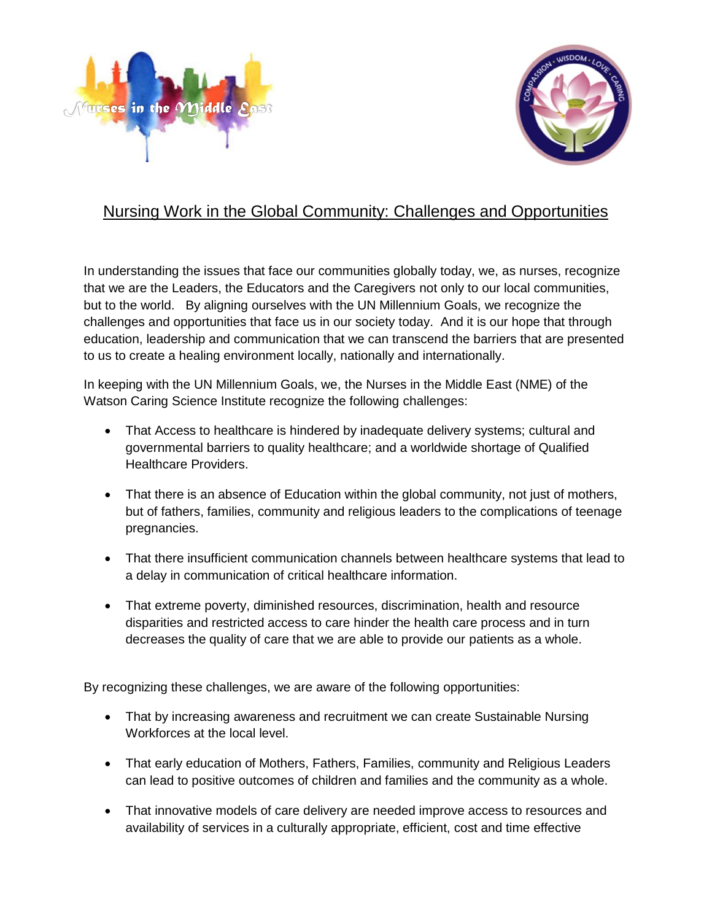Nurses in the Middle East

COMPASSION • WISDOM • LOVE • CARING

## Nursing Work in the Global Community: Challenges and Opportunities

In understanding the issues that face our communities globally today, we, as nurses, recognize that we are the Leaders, the Educators and the Caregivers not only to our local communities, but to the world. By aligning ourselves with the UN Millennium Goals, we recognize the challenges and opportunities that face us in our society today. And it is our hope that through education, leadership and communication that we can transcend the barriers that are presented to us to create a healing environment locally, nationally and internationally.

In keeping with the UN Millennium Goals, we, the Nurses in the Middle East (NME) of the Watson Caring Science Institute recognize the following challenges:

- That Access to healthcare is hindered by inadequate delivery systems; cultural and governmental barriers to quality healthcare; and a worldwide shortage of Qualified Healthcare Providers.
- That there is an absence of Education within the global community, not just of mothers, but of fathers, families, community and religious leaders to the complications of teenage pregnancies.
- That there insufficient communication channels between healthcare systems that lead to a delay in communication of critical healthcare information.
- That extreme poverty, diminished resources, discrimination, health and resource disparities and restricted access to care hinder the health care process and in turn decreases the quality of care that we are able to provide our patients as a whole.

By recognizing these challenges, we are aware of the following opportunities:

- That by increasing awareness and recruitment we can create Sustainable Nursing Workforces at the local level.
- That early education of Mothers, Fathers, Families, community and Religious Leaders can lead to positive outcomes of children and families and the community as a whole.
- That innovative models of care delivery are needed improve access to resources and availability of services in a culturally appropriate, efficient, cost and time effective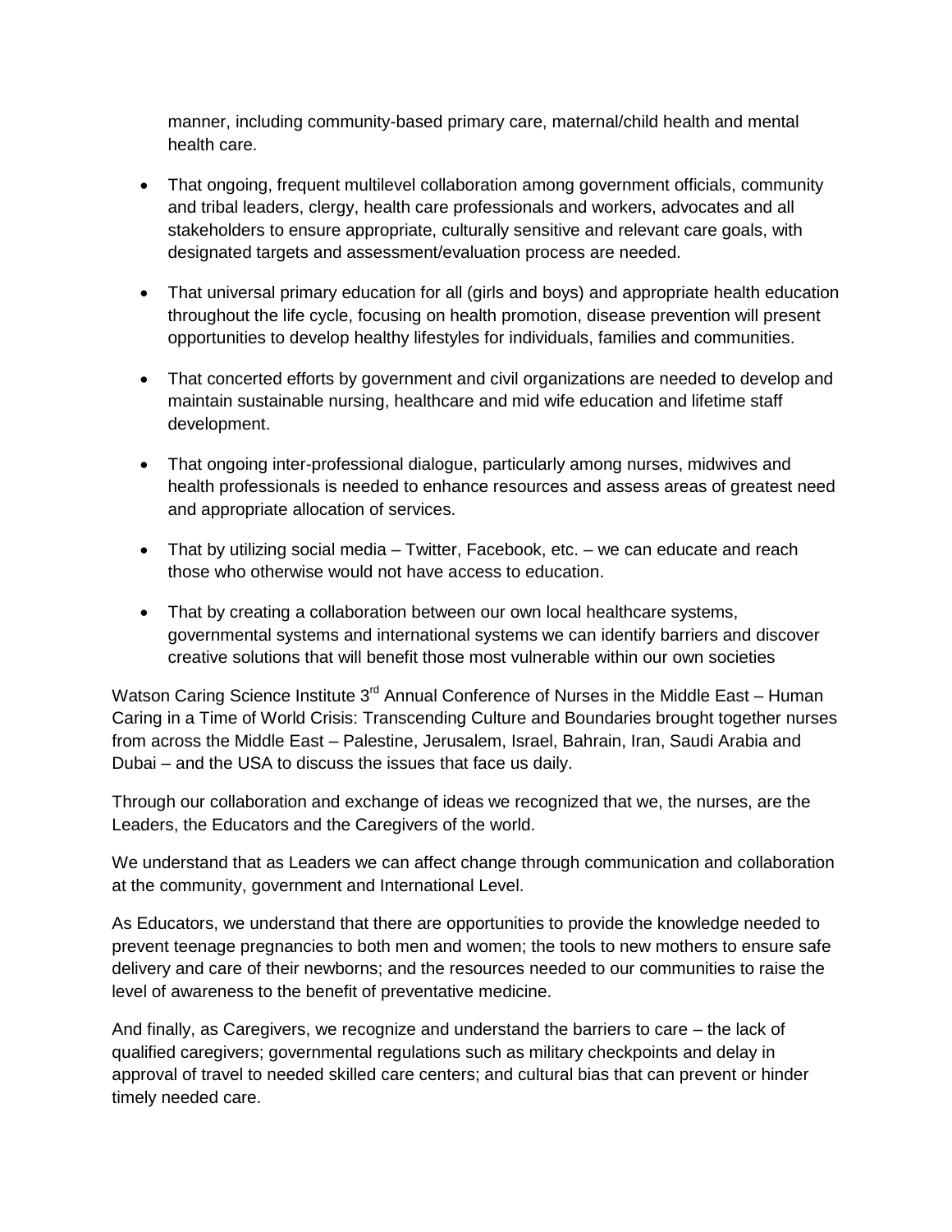manner, including community-based primary care, maternal/child health and mental health care.

- That ongoing, frequent multilevel collaboration among government officials, community and tribal leaders, clergy, health care professionals and workers, advocates and all stakeholders to ensure appropriate, culturally sensitive and relevant care goals, with designated targets and assessment/evaluation process are needed.

- That universal primary education for all (girls and boys) and appropriate health education throughout the life cycle, focusing on health promotion, disease prevention will present opportunities to develop healthy lifestyles for individuals, families and communities.

- That concerted efforts by government and civil organizations are needed to develop and maintain sustainable nursing, healthcare and mid wife education and lifetime staff development.

- That ongoing inter-professional dialogue, particularly among nurses, midwives and health professionals is needed to enhance resources and assess areas of greatest need and appropriate allocation of services.

- That by utilizing social media – Twitter, Facebook, etc. – we can educate and reach those who otherwise would not have access to education.

- That by creating a collaboration between our own local healthcare systems, governmental systems and international systems we can identify barriers and discover creative solutions that will benefit those most vulnerable within our own societies

Watson Caring Science Institute 3rd Annual Conference of Nurses in the Middle East – Human Caring in a Time of World Crisis: Transcending Culture and Boundaries brought together nurses from across the Middle East – Palestine, Jerusalem, Israel, Bahrain, Iran, Saudi Arabia and Dubai – and the USA to discuss the issues that face us daily.

Through our collaboration and exchange of ideas we recognized that we, the nurses, are the Leaders, the Educators and the Caregivers of the world.

We understand that as Leaders we can affect change through communication and collaboration at the community, government and International Level.

As Educators, we understand that there are opportunities to provide the knowledge needed to prevent teenage pregnancies to both men and women; the tools to new mothers to ensure safe delivery and care of their newborns; and the resources needed to our communities to raise the level of awareness to the benefit of preventative medicine.

And finally, as Caregivers, we recognize and understand the barriers to care – the lack of qualified caregivers; governmental regulations such as military checkpoints and delay in approval of travel to needed skilled care centers; and cultural bias that can prevent or hinder timely needed care.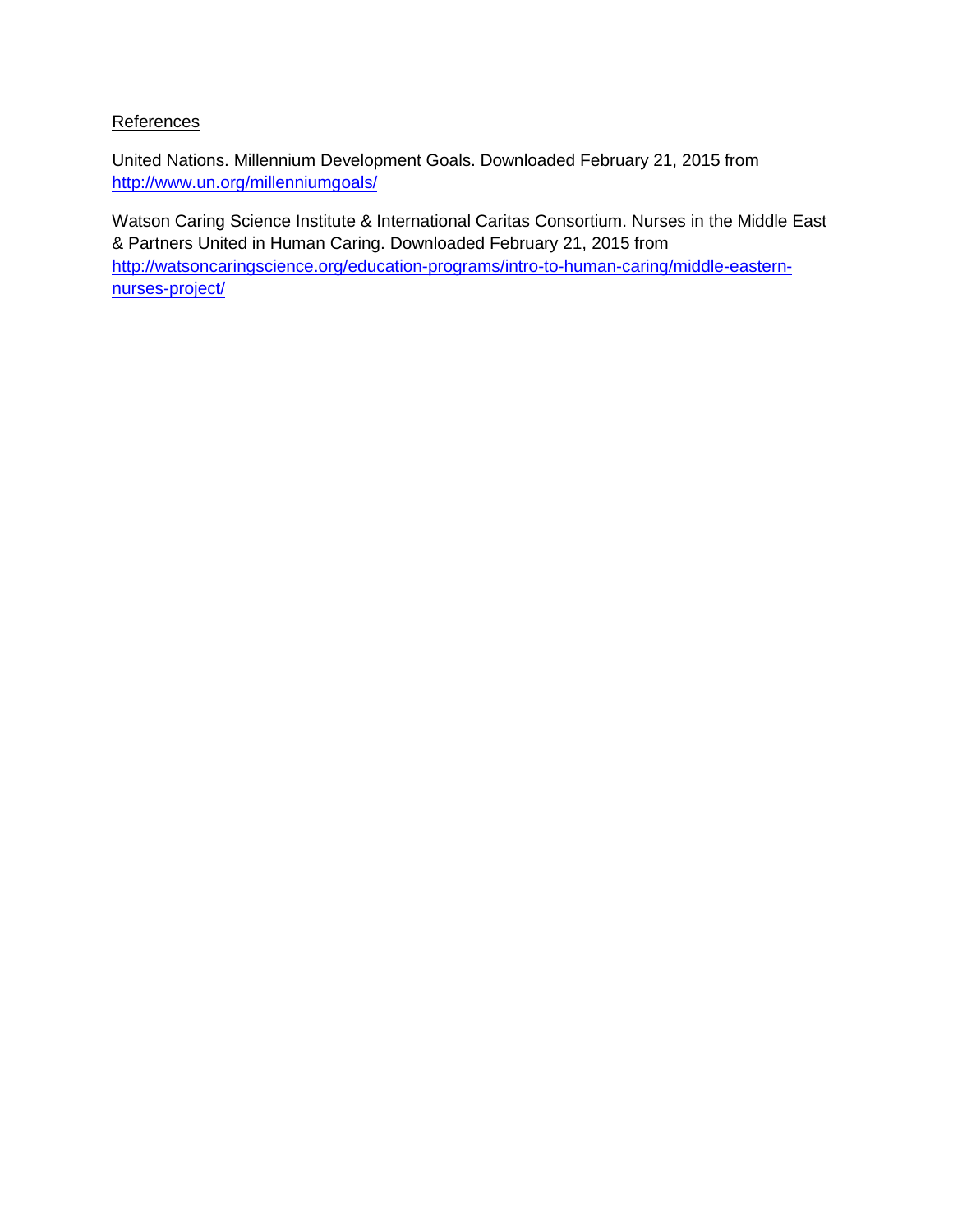References

United Nations. Millennium Development Goals. Downloaded February 21, 2015 from http://www.un.org/millenniumgoals/

Watson Caring Science Institute & International Caritas Consortium. Nurses in the Middle East & Partners United in Human Caring. Downloaded February 21, 2015 from http://watsoncaringscience.org/education-programs/intro-to-human-caring/middle-eastern-nurses-project/